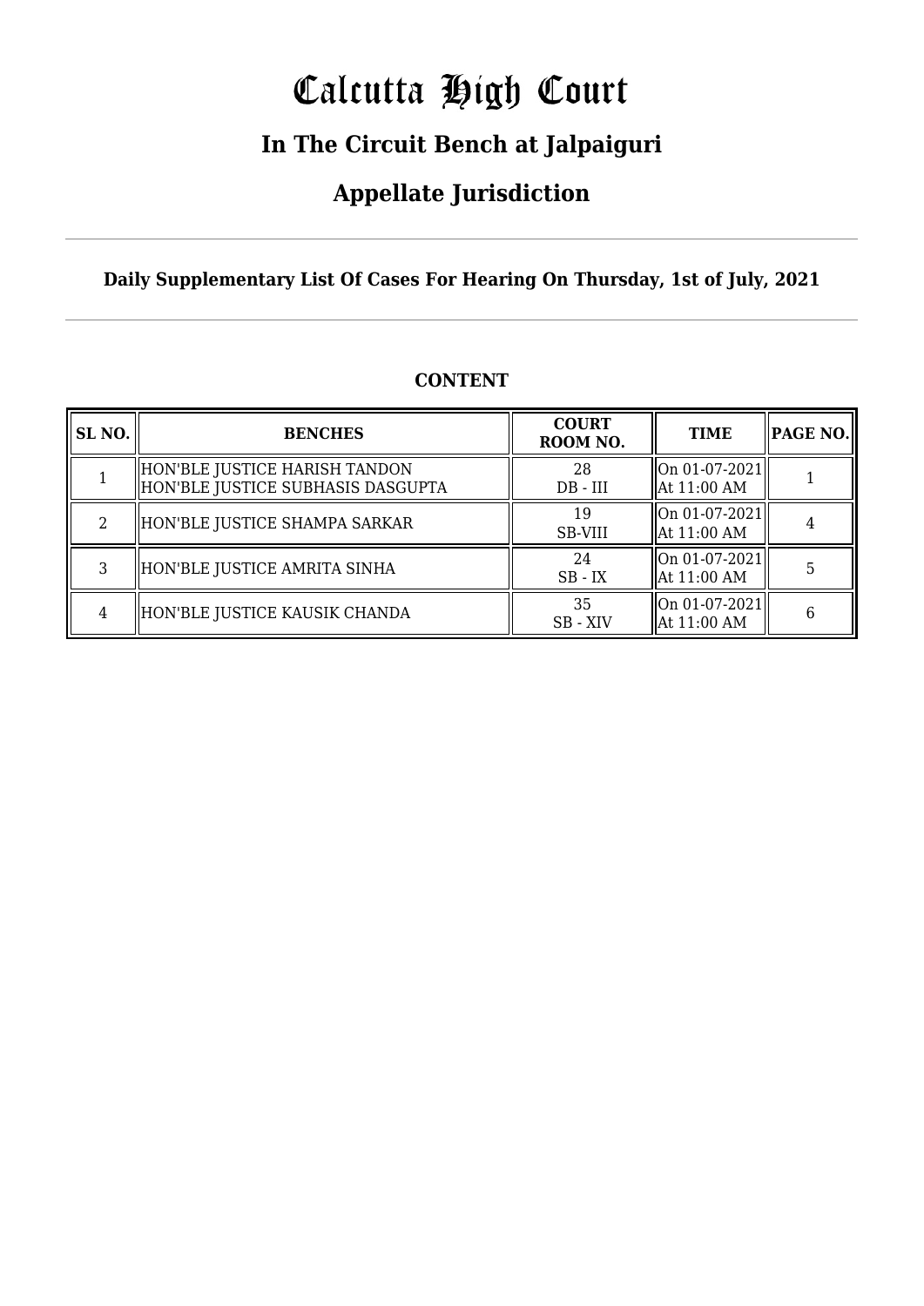# Calcutta High Court

## In The Circuit Bench at Jalpaiguri

## Appellate Jurisdiction

**Daily Supplementary List Of Cases For Hearing On Thursday, 1st of July, 2021**

### CONTENT

| SL NO. | BENCHES | COURT ROOM NO. | TIME | PAGE NO. |
|---|---|---|---|---|
| 1 | HON'BLE JUSTICE HARISH TANDON<br>HON'BLE JUSTICE SUBHASIS DASGUPTA | 28<br>DB - III | On 01-07-2021<br>At 11:00 AM | 1 |
| 2 | HON'BLE JUSTICE SHAMPA SARKAR | 19<br>SB-VIII | On 01-07-2021<br>At 11:00 AM | 4 |
| 3 | HON'BLE JUSTICE AMRITA SINHA | 24<br>SB - IX | On 01-07-2021<br>At 11:00 AM | 5 |
| 4 | HON'BLE JUSTICE KAUSIK CHANDA | 35<br>SB - XIV | On 01-07-2021<br>At 11:00 AM | 6 |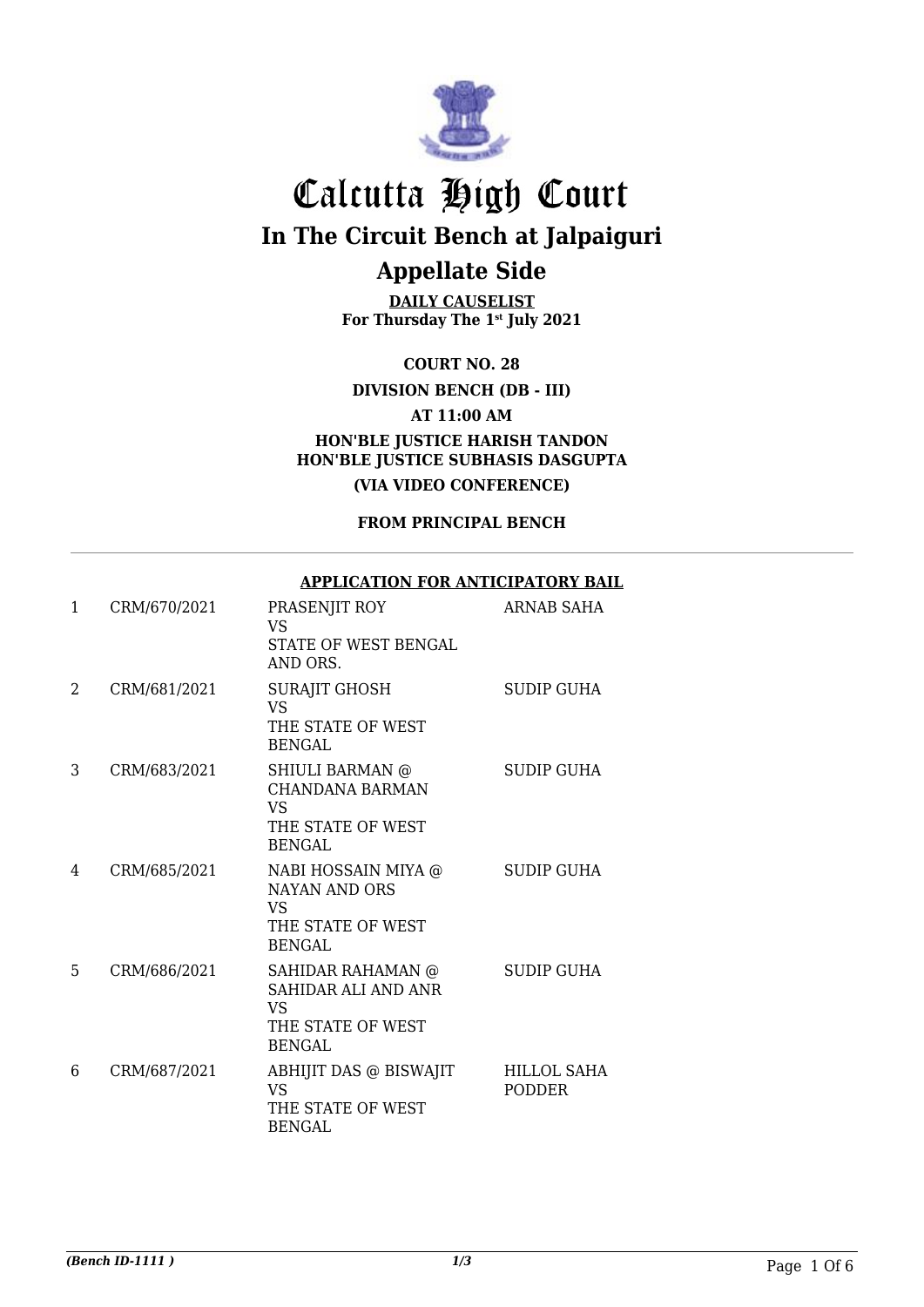# Calcutta High Court

## In The Circuit Bench at Jalpaiguri

## Appellate Side

**DAILY CAUSELIST**
**For Thursday The 1st July 2021**

**COURT NO. 28**

**DIVISION BENCH (DB - III)**

**AT 11:00 AM**

**HON'BLE JUSTICE HARISH TANDON**
**HON'BLE JUSTICE SUBHASIS DASGUPTA**

**(VIA VIDEO CONFERENCE)**

**FROM PRINCIPAL BENCH**

**APPLICATION FOR ANTICIPATORY BAIL**

| | | | |
|---|---|---|---|
| 1 | CRM/670/2021 | PRASENJIT ROY<br>VS<br>STATE OF WEST BENGAL AND ORS. | ARNAB SAHA |
| 2 | CRM/681/2021 | SURAJIT GHOSH<br>VS<br>THE STATE OF WEST BENGAL | SUDIP GUHA |
| 3 | CRM/683/2021 | SHIULI BARMAN @ CHANDANA BARMAN<br>VS<br>THE STATE OF WEST BENGAL | SUDIP GUHA |
| 4 | CRM/685/2021 | NABI HOSSAIN MIYA @ NAYAN AND ORS<br>VS<br>THE STATE OF WEST BENGAL | SUDIP GUHA |
| 5 | CRM/686/2021 | SAHIDAR RAHAMAN @ SAHIDAR ALI AND ANR<br>VS<br>THE STATE OF WEST BENGAL | SUDIP GUHA |
| 6 | CRM/687/2021 | ABHIJIT DAS @ BISWAJIT<br>VS<br>THE STATE OF WEST BENGAL | HILLOL SAHA PODDER |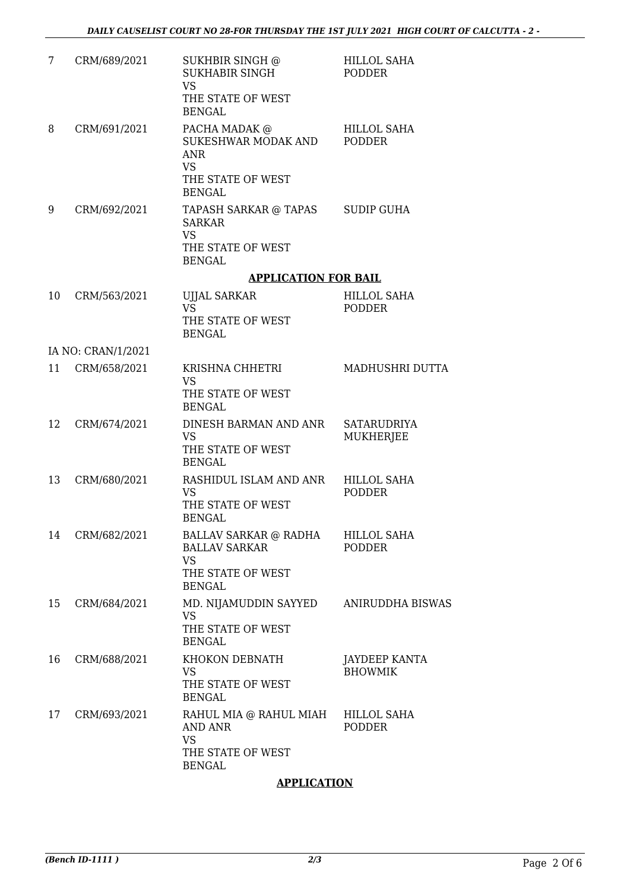| 7 | CRM/689/2021 | SUKHBIR SINGH @ SUKHABIR SINGH<br>VS<br>THE STATE OF WEST BENGAL | HILLOL SAHA PODDER |
|---|---|---|---|
| 8 | CRM/691/2021 | PACHA MADAK @ SUKESHWAR MODAK AND ANR<br>VS<br>THE STATE OF WEST BENGAL | HILLOL SAHA PODDER |
| 9 | CRM/692/2021 | TAPASH SARKAR @ TAPAS SARKAR<br>VS<br>THE STATE OF WEST BENGAL | SUDIP GUHA |

**APPLICATION FOR BAIL**

| 10 | CRM/563/2021 | UJJAL SARKAR<br>VS<br>THE STATE OF WEST BENGAL | HILLOL SAHA PODDER |
|---|---|---|---|
| | IA NO: CRAN/1/2021 | | |
| 11 | CRM/658/2021 | KRISHNA CHHETRI<br>VS<br>THE STATE OF WEST BENGAL | MADHUSHRI DUTTA |
| 12 | CRM/674/2021 | DINESH BARMAN AND ANR<br>VS<br>THE STATE OF WEST BENGAL | SATARUDRIYA MUKHERJEE |
| 13 | CRM/680/2021 | RASHIDUL ISLAM AND ANR<br>VS<br>THE STATE OF WEST BENGAL | HILLOL SAHA PODDER |
| 14 | CRM/682/2021 | BALLAV SARKAR @ RADHA BALLAV SARKAR<br>VS<br>THE STATE OF WEST BENGAL | HILLOL SAHA PODDER |
| 15 | CRM/684/2021 | MD. NIJAMUDDIN SAYYED<br>VS<br>THE STATE OF WEST BENGAL | ANIRUDDHA BISWAS |
| 16 | CRM/688/2021 | KHOKON DEBNATH<br>VS<br>THE STATE OF WEST BENGAL | JAYDEEP KANTA BHOWMIK |
| 17 | CRM/693/2021 | RAHUL MIA @ RAHUL MIAH AND ANR<br>VS<br>THE STATE OF WEST BENGAL | HILLOL SAHA PODDER |

**APPLICATION**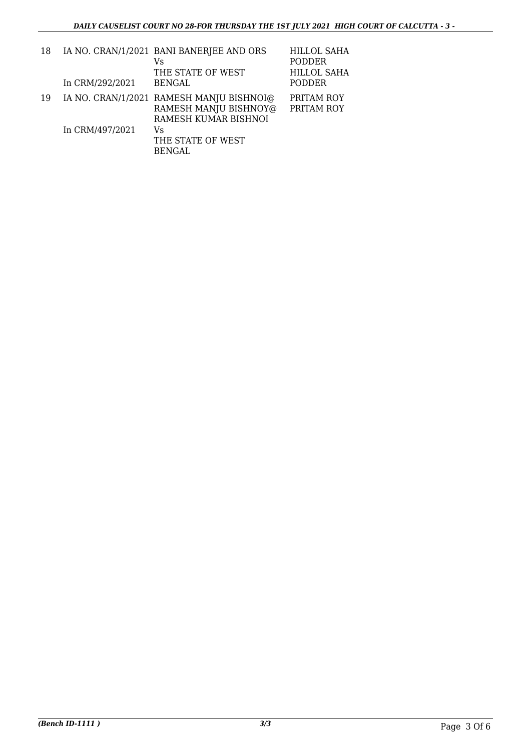| | | | |
|---|---|---|---|
| 18 | IA NO. CRAN/1/2021<br>In CRM/292/2021 | BANI BANERJEE AND ORS<br>Vs<br>THE STATE OF WEST BENGAL | HILLOL SAHA PODDER<br>HILLOL SAHA PODDER |
| 19 | IA NO. CRAN/1/2021<br>In CRM/497/2021 | RAMESH MANJU BISHNOI@ RAMESH MANJU BISHNOY@ RAMESH KUMAR BISHNOI<br>Vs<br>THE STATE OF WEST BENGAL | PRITAM ROY<br>PRITAM ROY |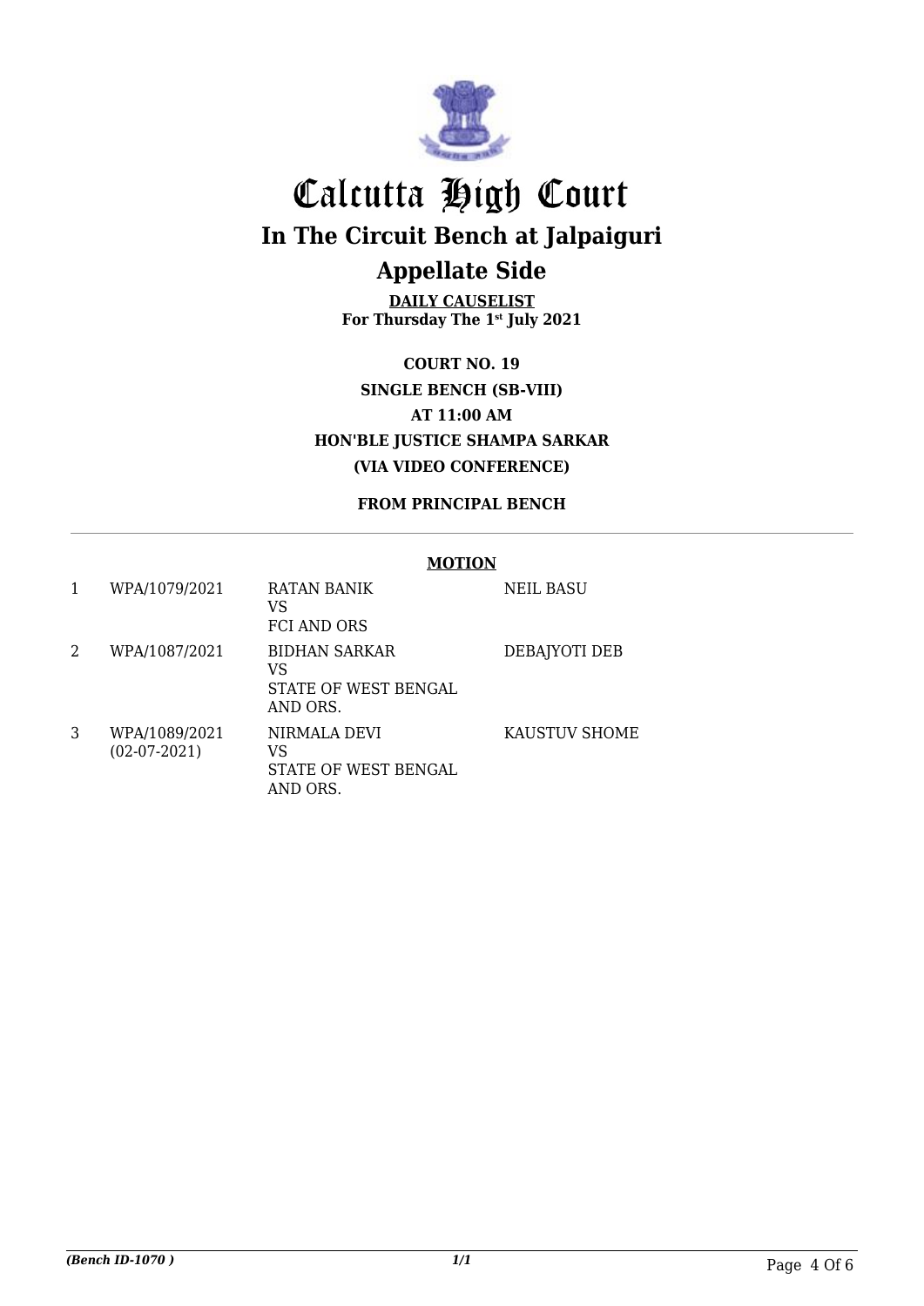# Calcutta High Court

## In The Circuit Bench at Jalpaiguri

## Appellate Side

**DAILY CAUSELIST**
**For Thursday The 1st July 2021**

**COURT NO. 19**
**SINGLE BENCH (SB-VIII)**
**AT 11:00 AM**
**HON'BLE JUSTICE SHAMPA SARKAR**
**(VIA VIDEO CONFERENCE)**

**FROM PRINCIPAL BENCH**

**MOTION**

| | | | |
|---|---|---|---|
| 1 | WPA/1079/2021 | RATAN BANIK<br>VS<br>FCI AND ORS | NEIL BASU |
| 2 | WPA/1087/2021 | BIDHAN SARKAR<br>VS<br>STATE OF WEST BENGAL AND ORS. | DEBAJYOTI DEB |
| 3 | WPA/1089/2021<br>(02-07-2021) | NIRMALA DEVI<br>VS<br>STATE OF WEST BENGAL AND ORS. | KAUSTUV SHOME |

*(Bench ID-1070 )*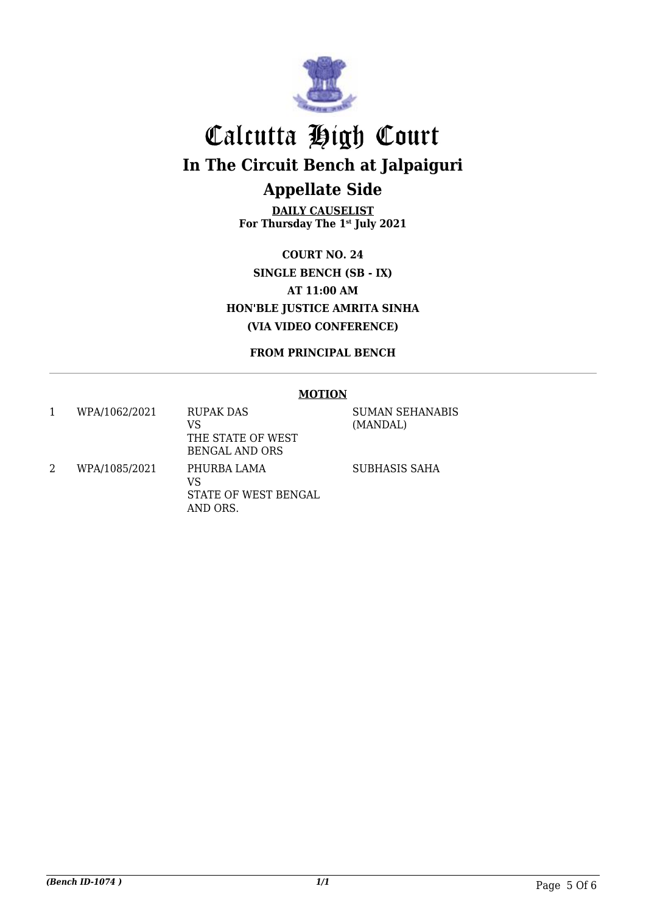# Calcutta High Court

## In The Circuit Bench at Jalpaiguri

## Appellate Side

**DAILY CAUSELIST**
**For Thursday The 1st July 2021**

**COURT NO. 24**
**SINGLE BENCH (SB - IX)**
**AT 11:00 AM**
**HON'BLE JUSTICE AMRITA SINHA**
**(VIA VIDEO CONFERENCE)**

**FROM PRINCIPAL BENCH**

**MOTION**

| | | | |
|---|---|---|---|
| 1 | WPA/1062/2021 | RUPAK DAS<br>VS<br>THE STATE OF WEST BENGAL AND ORS | SUMAN SEHANABIS (MANDAL) |
| 2 | WPA/1085/2021 | PHURBA LAMA<br>VS<br>STATE OF WEST BENGAL AND ORS. | SUBHASIS SAHA |

*(Bench ID-1074 )*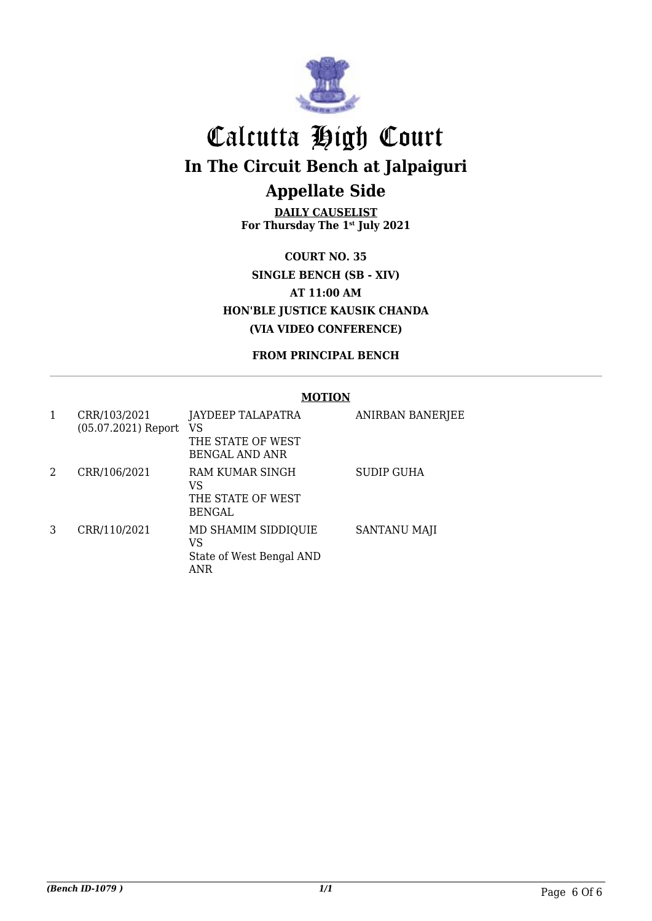# Calcutta High Court

## In The Circuit Bench at Jalpaiguri

## Appellate Side

**DAILY CAUSELIST**
**For Thursday The 1st July 2021**

**COURT NO. 35**
**SINGLE BENCH (SB - XIV)**
**AT 11:00 AM**
**HON'BLE JUSTICE KAUSIK CHANDA**
**(VIA VIDEO CONFERENCE)**

**FROM PRINCIPAL BENCH**

**MOTION**

| | | | |
|---|---|---|---|
| 1 | CRR/103/2021 (05.07.2021) Report | JAYDEEP TALAPATRA VS THE STATE OF WEST BENGAL AND ANR | ANIRBAN BANERJEE |
| 2 | CRR/106/2021 | RAM KUMAR SINGH VS THE STATE OF WEST BENGAL | SUDIP GUHA |
| 3 | CRR/110/2021 | MD SHAMIM SIDDIQUIE VS State of West Bengal AND ANR | SANTANU MAJI |

*(Bench ID-1079 )*